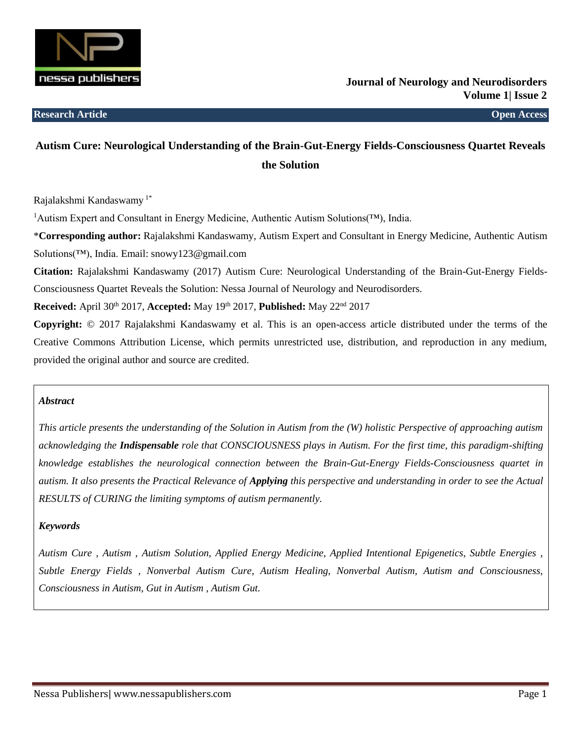**Research Article** **Open Access**

# Autism Cure: Neurological Understanding of the Brain-Gut-Energy Fields-Consciousness Quartet Reveals the Solution

Rajalakshmi Kandaswamy [1*]

[1]Autism Expert and Consultant in Energy Medicine, Authentic Autism Solutions(™), India.

***Corresponding author:** Rajalakshmi Kandaswamy, Autism Expert and Consultant in Energy Medicine, Authentic Autism Solutions(™), India. Email: snowy123@gmail.com

**Citation:** Rajalakshmi Kandaswamy (2017) Autism Cure: Neurological Understanding of the Brain-Gut-Energy Fields-Consciousness Quartet Reveals the Solution: Nessa Journal of Neurology and Neurodisorders.

**Received:** April 30th 2017, **Accepted:** May 19th 2017, **Published:** May 22nd 2017

**Copyright:** © 2017 Rajalakshmi Kandaswamy et al. This is an open-access article distributed under the terms of the Creative Commons Attribution License, which permits unrestricted use, distribution, and reproduction in any medium, provided the original author and source are credited.

### *Abstract*

*This article presents the understanding of the Solution in Autism from the (W) holistic Perspective of approaching autism acknowledging the* ***Indispensable*** *role that CONSCIOUSNESS plays in Autism. For the first time, this paradigm-shifting knowledge establishes the neurological connection between the Brain-Gut-Energy Fields-Consciousness quartet in autism. It also presents the Practical Relevance of* ***Applying*** *this perspective and understanding in order to see the Actual RESULTS of CURING the limiting symptoms of autism permanently.*

### *Keywords*

*Autism Cure , Autism , Autism Solution, Applied Energy Medicine, Applied Intentional Epigenetics, Subtle Energies , Subtle Energy Fields , Nonverbal Autism Cure, Autism Healing, Nonverbal Autism, Autism and Consciousness, Consciousness in Autism, Gut in Autism , Autism Gut.*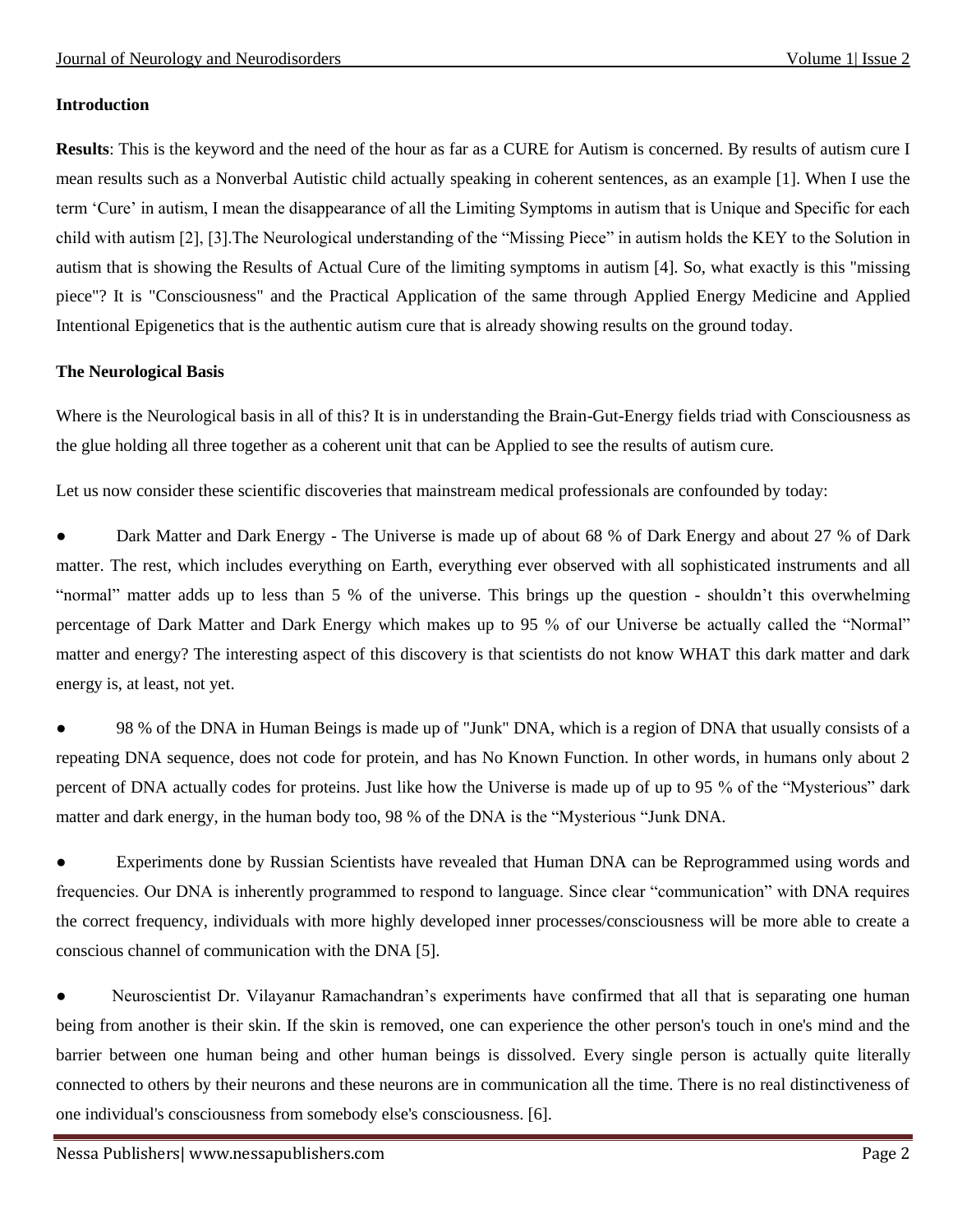## Introduction

**Results**: This is the keyword and the need of the hour as far as a CURE for Autism is concerned. By results of autism cure I mean results such as a Nonverbal Autistic child actually speaking in coherent sentences, as an example [1]. When I use the term 'Cure' in autism, I mean the disappearance of all the Limiting Symptoms in autism that is Unique and Specific for each child with autism [2], [3].The Neurological understanding of the "Missing Piece" in autism holds the KEY to the Solution in autism that is showing the Results of Actual Cure of the limiting symptoms in autism [4]. So, what exactly is this "missing piece"? It is "Consciousness" and the Practical Application of the same through Applied Energy Medicine and Applied Intentional Epigenetics that is the authentic autism cure that is already showing results on the ground today.

## The Neurological Basis

Where is the Neurological basis in all of this? It is in understanding the Brain-Gut-Energy fields triad with Consciousness as the glue holding all three together as a coherent unit that can be Applied to see the results of autism cure.

Let us now consider these scientific discoveries that mainstream medical professionals are confounded by today:

- Dark Matter and Dark Energy - The Universe is made up of about 68 % of Dark Energy and about 27 % of Dark matter. The rest, which includes everything on Earth, everything ever observed with all sophisticated instruments and all "normal" matter adds up to less than 5 % of the universe. This brings up the question - shouldn't this overwhelming percentage of Dark Matter and Dark Energy which makes up to 95 % of our Universe be actually called the "Normal" matter and energy? The interesting aspect of this discovery is that scientists do not know WHAT this dark matter and dark energy is, at least, not yet.

- 98 % of the DNA in Human Beings is made up of "Junk" DNA, which is a region of DNA that usually consists of a repeating DNA sequence, does not code for protein, and has No Known Function. In other words, in humans only about 2 percent of DNA actually codes for proteins. Just like how the Universe is made up of up to 95 % of the "Mysterious" dark matter and dark energy, in the human body too, 98 % of the DNA is the "Mysterious "Junk DNA.

- Experiments done by Russian Scientists have revealed that Human DNA can be Reprogrammed using words and frequencies. Our DNA is inherently programmed to respond to language. Since clear "communication" with DNA requires the correct frequency, individuals with more highly developed inner processes/consciousness will be more able to create a conscious channel of communication with the DNA [5].

- Neuroscientist Dr. Vilayanur Ramachandran's experiments have confirmed that all that is separating one human being from another is their skin. If the skin is removed, one can experience the other person's touch in one's mind and the barrier between one human being and other human beings is dissolved. Every single person is actually quite literally connected to others by their neurons and these neurons are in communication all the time. There is no real distinctiveness of one individual's consciousness from somebody else's consciousness. [6].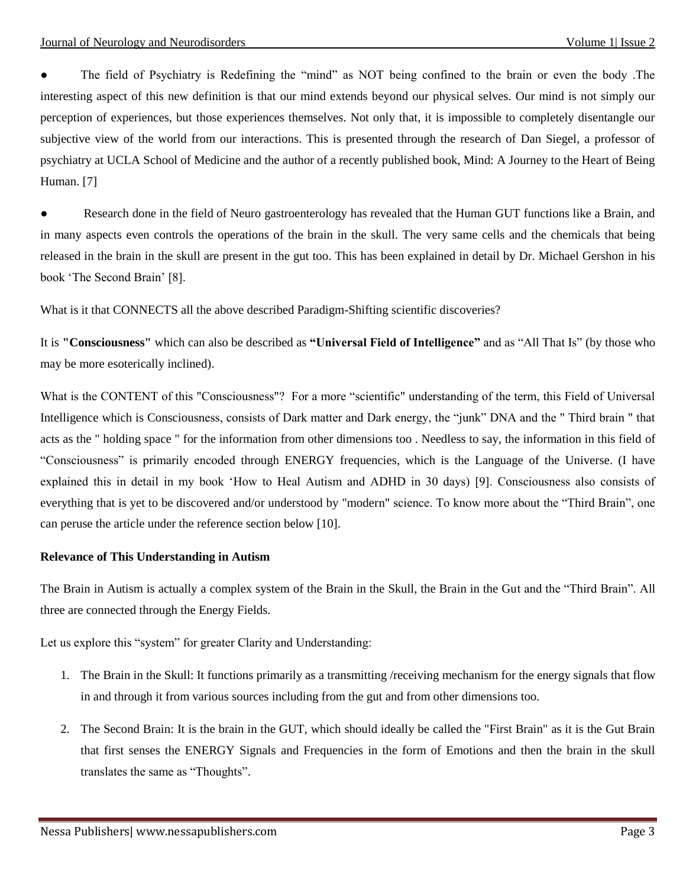- The field of Psychiatry is Redefining the "mind" as NOT being confined to the brain or even the body .The interesting aspect of this new definition is that our mind extends beyond our physical selves. Our mind is not simply our perception of experiences, but those experiences themselves. Not only that, it is impossible to completely disentangle our subjective view of the world from our interactions. This is presented through the research of Dan Siegel, a professor of psychiatry at UCLA School of Medicine and the author of a recently published book, Mind: A Journey to the Heart of Being Human. [7]

- Research done in the field of Neuro gastroenterology has revealed that the Human GUT functions like a Brain, and in many aspects even controls the operations of the brain in the skull. The very same cells and the chemicals that being released in the brain in the skull are present in the gut too. This has been explained in detail by Dr. Michael Gershon in his book 'The Second Brain' [8].

What is it that CONNECTS all the above described Paradigm-Shifting scientific discoveries?

It is **"Consciousness"** which can also be described as **"Universal Field of Intelligence"** and as "All That Is" (by those who may be more esoterically inclined).

What is the CONTENT of this "Consciousness"? For a more "scientific" understanding of the term, this Field of Universal Intelligence which is Consciousness, consists of Dark matter and Dark energy, the "junk" DNA and the " Third brain " that acts as the " holding space " for the information from other dimensions too . Needless to say, the information in this field of "Consciousness" is primarily encoded through ENERGY frequencies, which is the Language of the Universe. (I have explained this in detail in my book 'How to Heal Autism and ADHD in 30 days) [9]. Consciousness also consists of everything that is yet to be discovered and/or understood by "modern" science. To know more about the "Third Brain", one can peruse the article under the reference section below [10].

**Relevance of This Understanding in Autism**

The Brain in Autism is actually a complex system of the Brain in the Skull, the Brain in the Gut and the "Third Brain". All three are connected through the Energy Fields.

Let us explore this "system" for greater Clarity and Understanding:

1. The Brain in the Skull: It functions primarily as a transmitting /receiving mechanism for the energy signals that flow in and through it from various sources including from the gut and from other dimensions too.
2. The Second Brain: It is the brain in the GUT, which should ideally be called the "First Brain" as it is the Gut Brain that first senses the ENERGY Signals and Frequencies in the form of Emotions and then the brain in the skull translates the same as "Thoughts".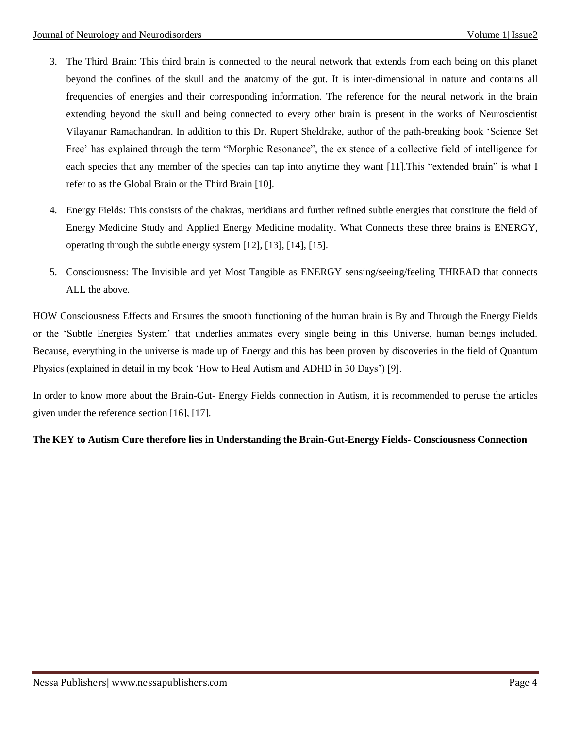3. The Third Brain: This third brain is connected to the neural network that extends from each being on this planet beyond the confines of the skull and the anatomy of the gut. It is inter-dimensional in nature and contains all frequencies of energies and their corresponding information. The reference for the neural network in the brain extending beyond the skull and being connected to every other brain is present in the works of Neuroscientist Vilayanur Ramachandran. In addition to this Dr. Rupert Sheldrake, author of the path-breaking book 'Science Set Free' has explained through the term "Morphic Resonance", the existence of a collective field of intelligence for each species that any member of the species can tap into anytime they want [11].This "extended brain" is what I refer to as the Global Brain or the Third Brain [10].

4. Energy Fields: This consists of the chakras, meridians and further refined subtle energies that constitute the field of Energy Medicine Study and Applied Energy Medicine modality. What Connects these three brains is ENERGY, operating through the subtle energy system [12], [13], [14], [15].

5. Consciousness: The Invisible and yet Most Tangible as ENERGY sensing/seeing/feeling THREAD that connects ALL the above.

HOW Consciousness Effects and Ensures the smooth functioning of the human brain is By and Through the Energy Fields or the 'Subtle Energies System' that underlies animates every single being in this Universe, human beings included. Because, everything in the universe is made up of Energy and this has been proven by discoveries in the field of Quantum Physics (explained in detail in my book 'How to Heal Autism and ADHD in 30 Days') [9].

In order to know more about the Brain-Gut- Energy Fields connection in Autism, it is recommended to peruse the articles given under the reference section [16], [17].

**The KEY to Autism Cure therefore lies in Understanding the Brain-Gut-Energy Fields- Consciousness Connection**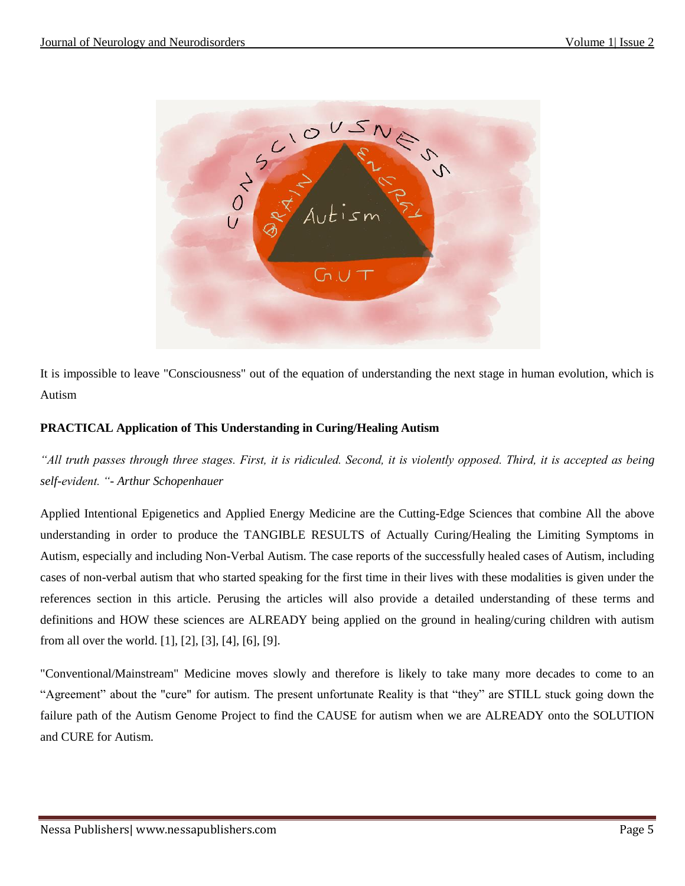It is impossible to leave "Consciousness" out of the equation of understanding the next stage in human evolution, which is Autism

**PRACTICAL Application of This Understanding in Curing/Healing Autism**

*"All truth passes through three stages. First, it is ridiculed. Second, it is violently opposed. Third, it is accepted as being self-evident. "- Arthur Schopenhauer*

Applied Intentional Epigenetics and Applied Energy Medicine are the Cutting-Edge Sciences that combine All the above understanding in order to produce the TANGIBLE RESULTS of Actually Curing/Healing the Limiting Symptoms in Autism, especially and including Non-Verbal Autism. The case reports of the successfully healed cases of Autism, including cases of non-verbal autism that who started speaking for the first time in their lives with these modalities is given under the references section in this article. Perusing the articles will also provide a detailed understanding of these terms and definitions and HOW these sciences are ALREADY being applied on the ground in healing/curing children with autism from all over the world. [1], [2], [3], [4], [6], [9].

"Conventional/Mainstream" Medicine moves slowly and therefore is likely to take many more decades to come to an "Agreement" about the "cure" for autism. The present unfortunate Reality is that "they" are STILL stuck going down the failure path of the Autism Genome Project to find the CAUSE for autism when we are ALREADY onto the SOLUTION and CURE for Autism.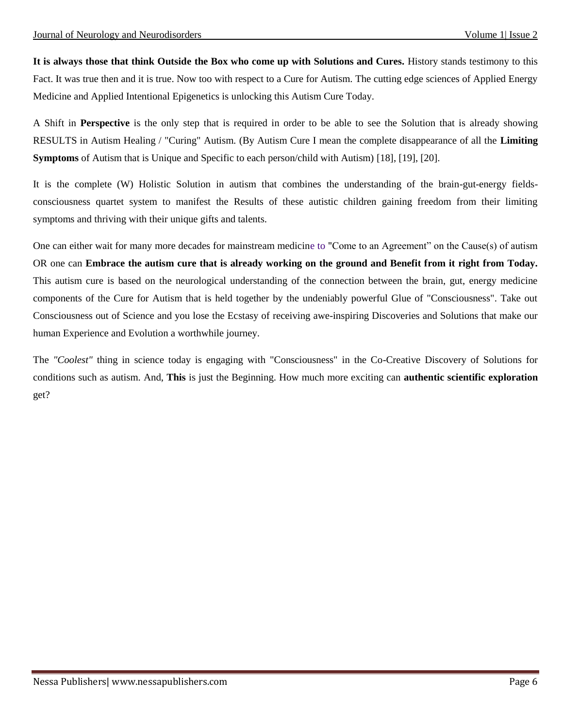**It is always those that think Outside the Box who come up with Solutions and Cures.** History stands testimony to this Fact. It was true then and it is true. Now too with respect to a Cure for Autism. The cutting edge sciences of Applied Energy Medicine and Applied Intentional Epigenetics is unlocking this Autism Cure Today.

A Shift in **Perspective** is the only step that is required in order to be able to see the Solution that is already showing RESULTS in Autism Healing / "Curing" Autism. (By Autism Cure I mean the complete disappearance of all the **Limiting Symptoms** of Autism that is Unique and Specific to each person/child with Autism) [18], [19], [20].

It is the complete (W) Holistic Solution in autism that combines the understanding of the brain-gut-energy fields-consciousness quartet system to manifest the Results of these autistic children gaining freedom from their limiting symptoms and thriving with their unique gifts and talents.

One can either wait for many more decades for mainstream medicine to "Come to an Agreement" on the Cause(s) of autism OR one can **Embrace the autism cure that is already working on the ground and Benefit from it right from Today.** This autism cure is based on the neurological understanding of the connection between the brain, gut, energy medicine components of the Cure for Autism that is held together by the undeniably powerful Glue of "Consciousness". Take out Consciousness out of Science and you lose the Ecstasy of receiving awe-inspiring Discoveries and Solutions that make our human Experience and Evolution a worthwhile journey.

The *"Coolest"* thing in science today is engaging with "Consciousness" in the Co-Creative Discovery of Solutions for conditions such as autism. And, **This** is just the Beginning. How much more exciting can **authentic scientific exploration** get?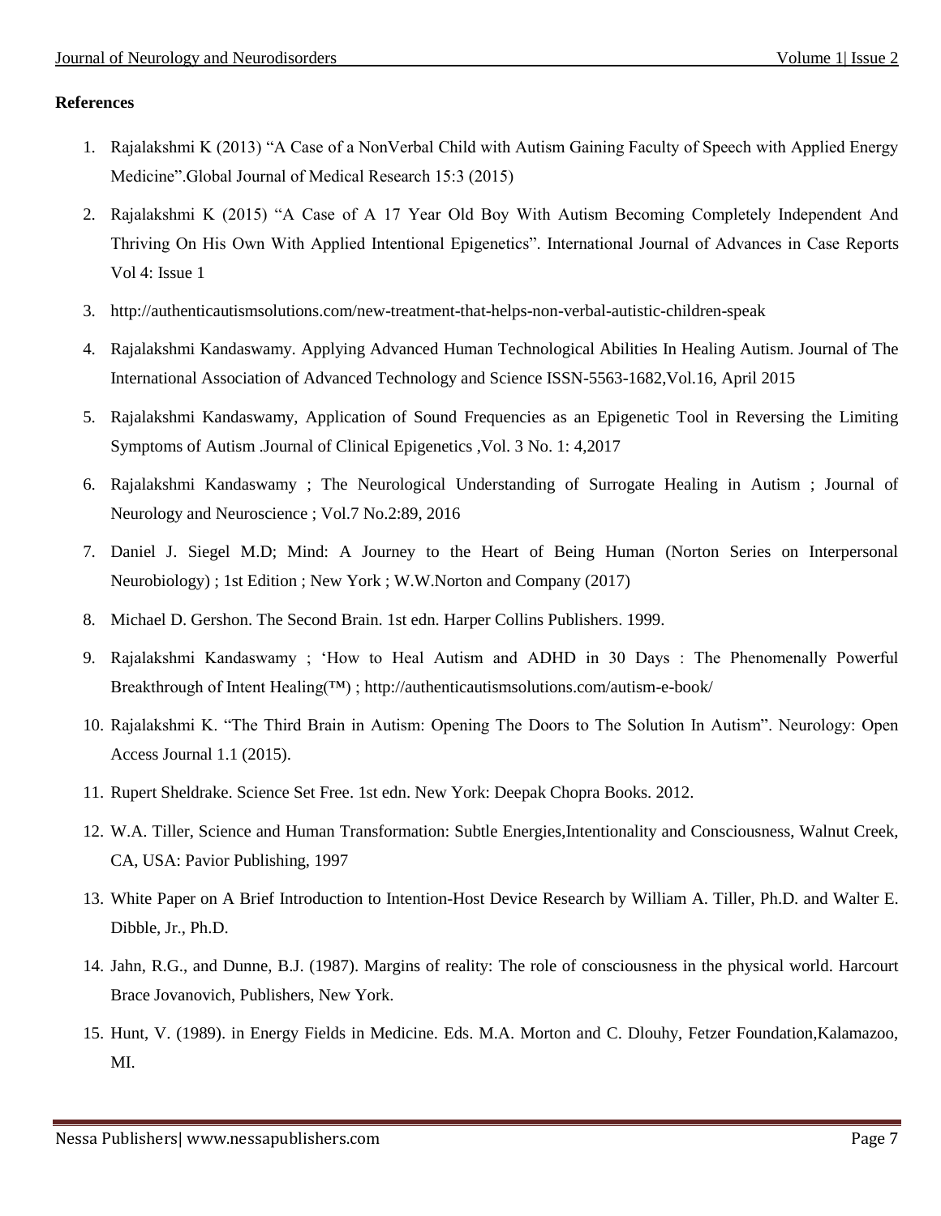**References**

1. Rajalakshmi K (2013) "A Case of a NonVerbal Child with Autism Gaining Faculty of Speech with Applied Energy Medicine".Global Journal of Medical Research 15:3 (2015)
2. Rajalakshmi K (2015) "A Case of A 17 Year Old Boy With Autism Becoming Completely Independent And Thriving On His Own With Applied Intentional Epigenetics". International Journal of Advances in Case Reports Vol 4: Issue 1
3. http://authenticautismsolutions.com/new-treatment-that-helps-non-verbal-autistic-children-speak
4. Rajalakshmi Kandaswamy. Applying Advanced Human Technological Abilities In Healing Autism. Journal of The International Association of Advanced Technology and Science ISSN-5563-1682,Vol.16, April 2015
5. Rajalakshmi Kandaswamy, Application of Sound Frequencies as an Epigenetic Tool in Reversing the Limiting Symptoms of Autism .Journal of Clinical Epigenetics ,Vol. 3 No. 1: 4,2017
6. Rajalakshmi Kandaswamy ; The Neurological Understanding of Surrogate Healing in Autism ; Journal of Neurology and Neuroscience ; Vol.7 No.2:89, 2016
7. Daniel J. Siegel M.D; Mind: A Journey to the Heart of Being Human (Norton Series on Interpersonal Neurobiology) ; 1st Edition ; New York ; W.W.Norton and Company (2017)
8. Michael D. Gershon. The Second Brain. 1st edn. Harper Collins Publishers. 1999.
9. Rajalakshmi Kandaswamy ; 'How to Heal Autism and ADHD in 30 Days : The Phenomenally Powerful Breakthrough of Intent Healing(™) ; http://authenticautismsolutions.com/autism-e-book/
10. Rajalakshmi K. "The Third Brain in Autism: Opening The Doors to The Solution In Autism". Neurology: Open Access Journal 1.1 (2015).
11. Rupert Sheldrake. Science Set Free. 1st edn. New York: Deepak Chopra Books. 2012.
12. W.A. Tiller, Science and Human Transformation: Subtle Energies,Intentionality and Consciousness, Walnut Creek, CA, USA: Pavior Publishing, 1997
13. White Paper on A Brief Introduction to Intention-Host Device Research by William A. Tiller, Ph.D. and Walter E. Dibble, Jr., Ph.D.
14. Jahn, R.G., and Dunne, B.J. (1987). Margins of reality: The role of consciousness in the physical world. Harcourt Brace Jovanovich, Publishers, New York.
15. Hunt, V. (1989). in Energy Fields in Medicine. Eds. M.A. Morton and C. Dlouhy, Fetzer Foundation,Kalamazoo, MI.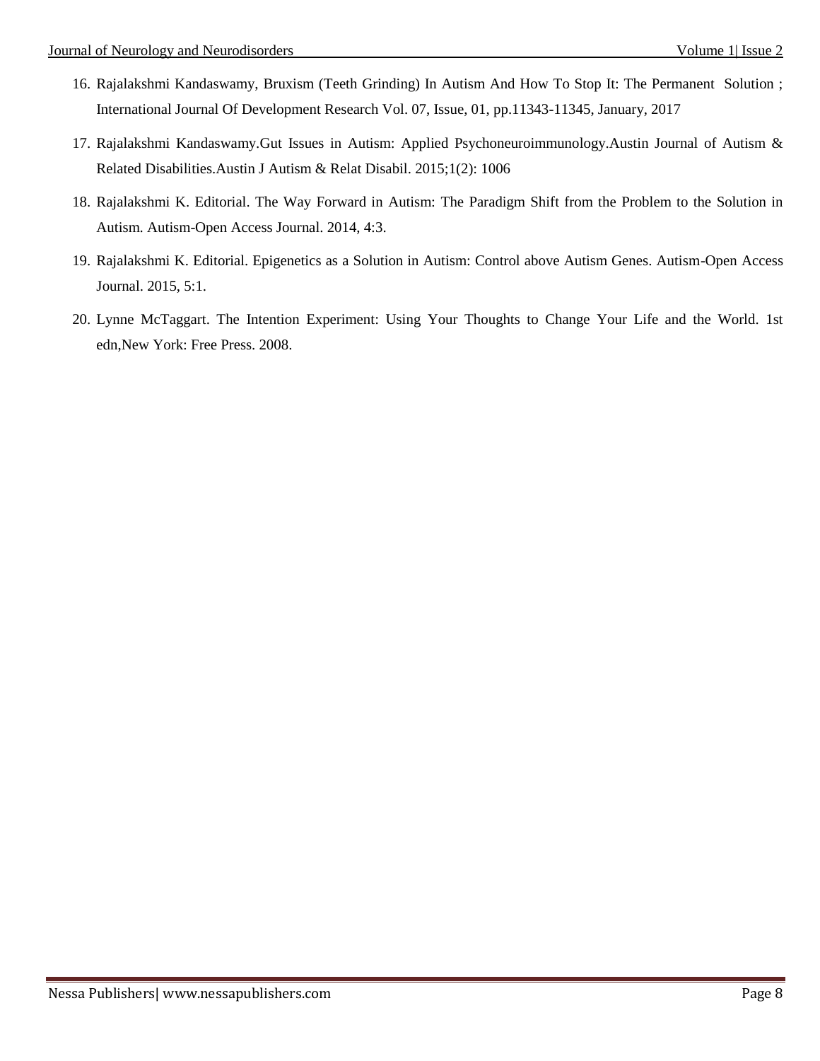16. Rajalakshmi Kandaswamy, Bruxism (Teeth Grinding) In Autism And How To Stop It: The Permanent Solution ; International Journal Of Development Research Vol. 07, Issue, 01, pp.11343-11345, January, 2017
17. Rajalakshmi Kandaswamy.Gut Issues in Autism: Applied Psychoneuroimmunology.Austin Journal of Autism & Related Disabilities.Austin J Autism & Relat Disabil. 2015;1(2): 1006
18. Rajalakshmi K. Editorial. The Way Forward in Autism: The Paradigm Shift from the Problem to the Solution in Autism. Autism-Open Access Journal. 2014, 4:3.
19. Rajalakshmi K. Editorial. Epigenetics as a Solution in Autism: Control above Autism Genes. Autism-Open Access Journal. 2015, 5:1.
20. Lynne McTaggart. The Intention Experiment: Using Your Thoughts to Change Your Life and the World. 1st edn,New York: Free Press. 2008.